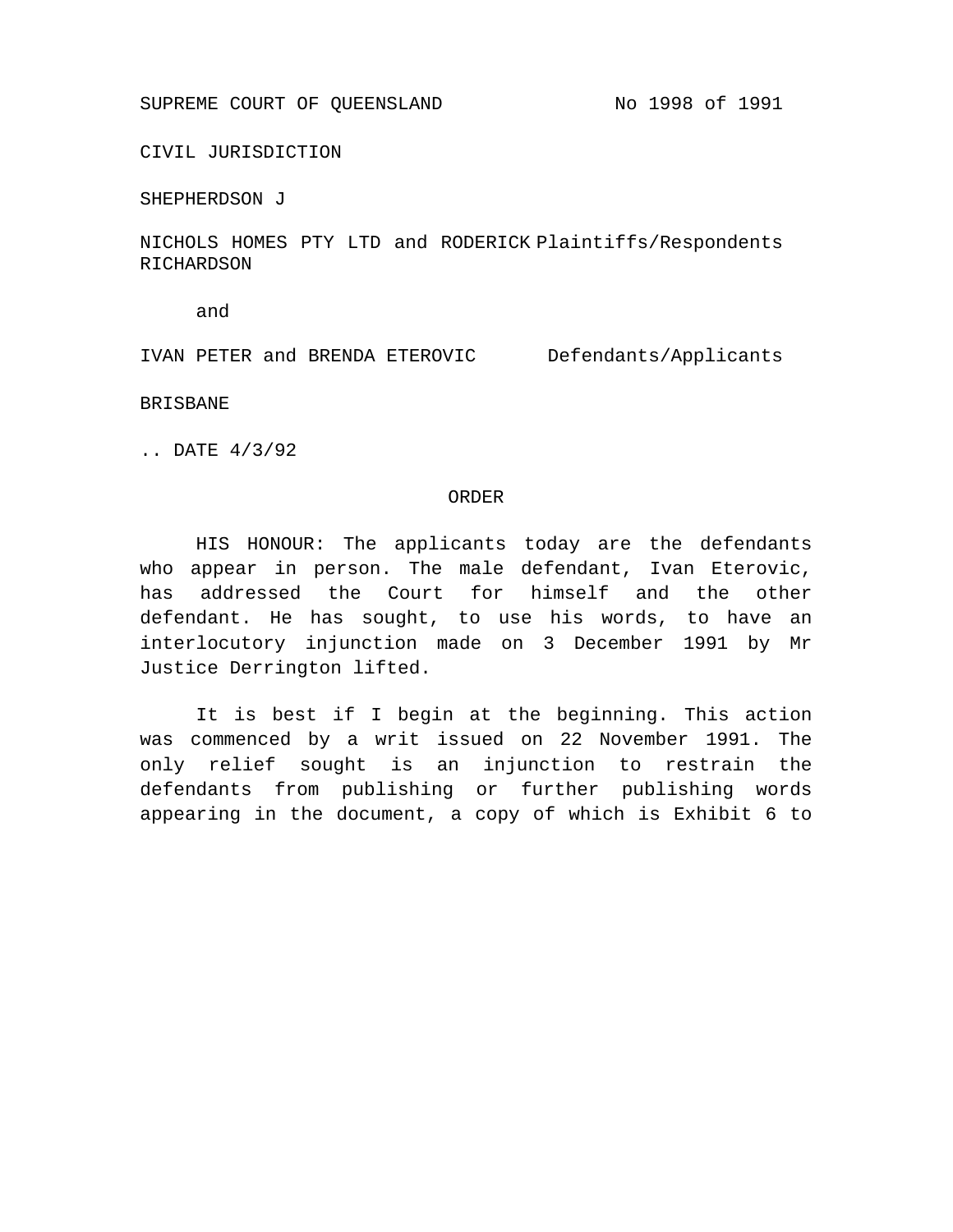SUPREME COURT OF QUEENSLAND No 1998 of 1991

CIVIL JURISDICTION

SHEPHERDSON J

NICHOLS HOMES PTY LTD and RODERICK RICHARDSON Plaintiffs/Respondents

and

IVAN PETER and BRENDA ETEROVIC Defendants/Applicants

BRISBANE

.. DATE 4/3/92

## ORDER

HIS HONOUR: The applicants today are the defendants who appear in person. The male defendant, Ivan Eterovic, has addressed the Court for himself and the other defendant. He has sought, to use his words, to have an interlocutory injunction made on 3 December 1991 by Mr Justice Derrington lifted.

It is best if I begin at the beginning. This action was commenced by a writ issued on 22 November 1991. The only relief sought is an injunction to restrain the defendants from publishing or further publishing words appearing in the document, a copy of which is Exhibit 6 to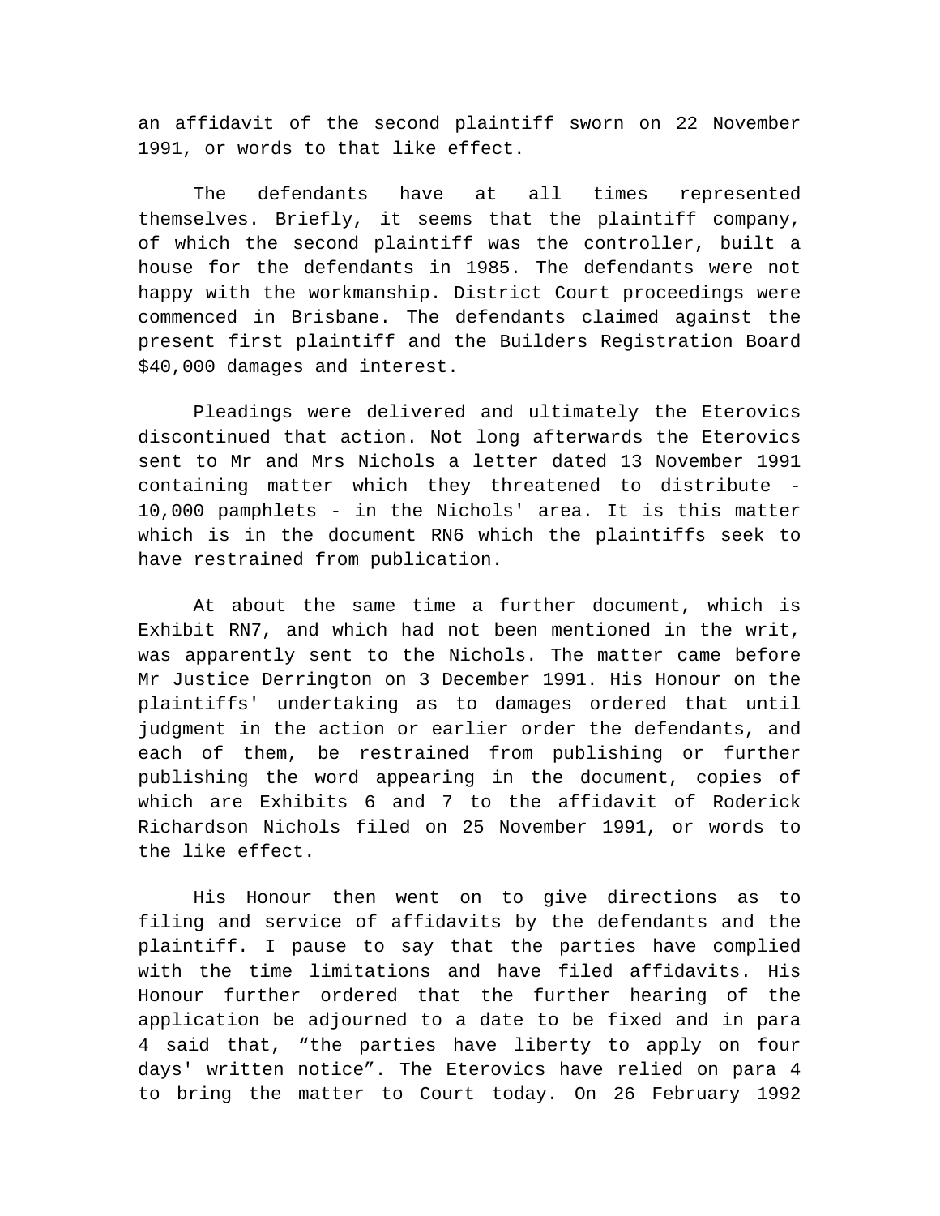an affidavit of the second plaintiff sworn on 22 November 1991, or words to that like effect.

The defendants have at all times represented themselves. Briefly, it seems that the plaintiff company, of which the second plaintiff was the controller, built a house for the defendants in 1985. The defendants were not happy with the workmanship. District Court proceedings were commenced in Brisbane. The defendants claimed against the present first plaintiff and the Builders Registration Board $40,000 damages and interest.

Pleadings were delivered and ultimately the Eterovics discontinued that action. Not long afterwards the Eterovics sent to Mr and Mrs Nichols a letter dated 13 November 1991 containing matter which they threatened to distribute - 10,000 pamphlets - in the Nichols' area. It is this matter which is in the document RN6 which the plaintiffs seek to have restrained from publication.

At about the same time a further document, which is Exhibit RN7, and which had not been mentioned in the writ, was apparently sent to the Nichols. The matter came before Mr Justice Derrington on 3 December 1991. His Honour on the plaintiffs' undertaking as to damages ordered that until judgment in the action or earlier order the defendants, and each of them, be restrained from publishing or further publishing the word appearing in the document, copies of which are Exhibits 6 and 7 to the affidavit of Roderick Richardson Nichols filed on 25 November 1991, or words to the like effect.

His Honour then went on to give directions as to filing and service of affidavits by the defendants and the plaintiff. I pause to say that the parties have complied with the time limitations and have filed affidavits. His Honour further ordered that the further hearing of the application be adjourned to a date to be fixed and in para 4 said that, “the parties have liberty to apply on four days' written notice”. The Eterovics have relied on para 4 to bring the matter to Court today. On 26 February 1992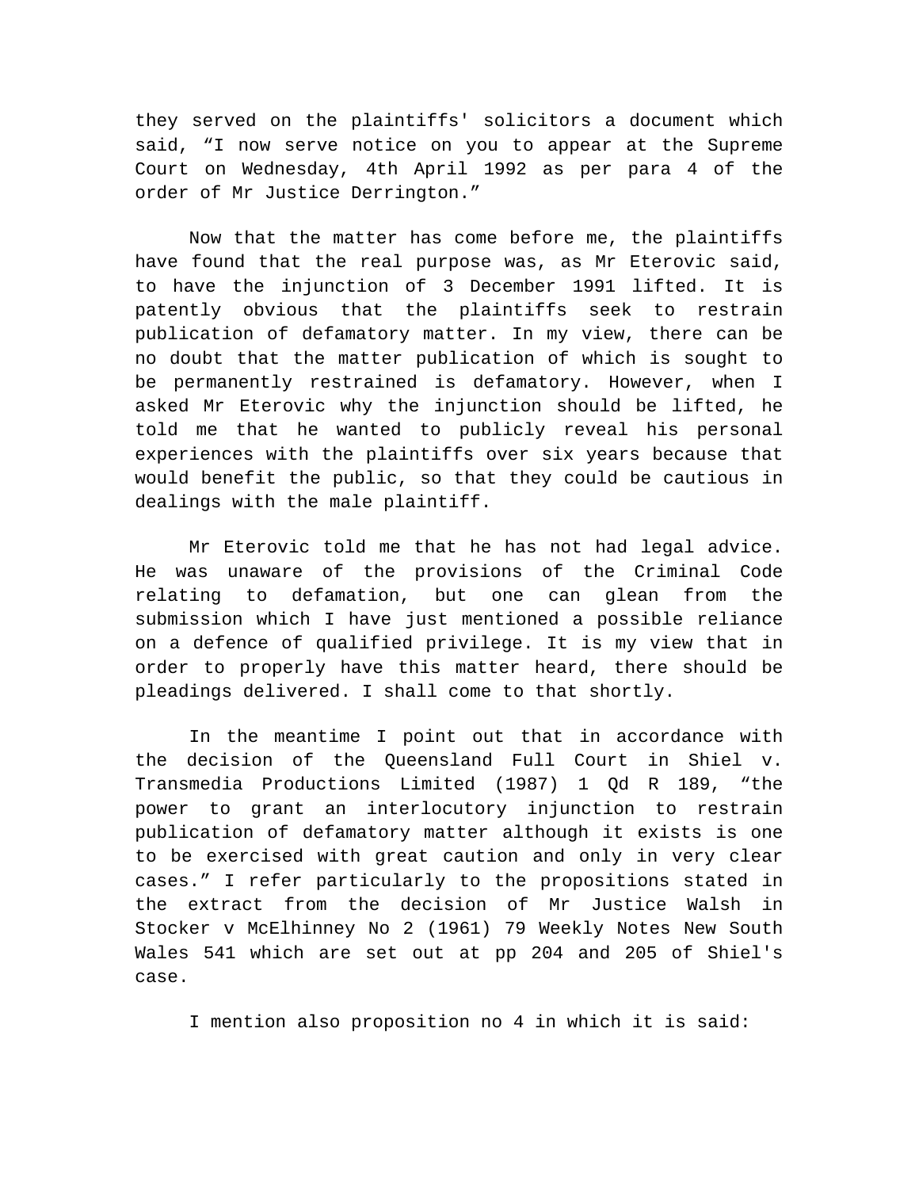they served on the plaintiffs' solicitors a document which said, "I now serve notice on you to appear at the Supreme Court on Wednesday, 4th April 1992 as per para 4 of the order of Mr Justice Derrington."

Now that the matter has come before me, the plaintiffs have found that the real purpose was, as Mr Eterovic said, to have the injunction of 3 December 1991 lifted. It is patently obvious that the plaintiffs seek to restrain publication of defamatory matter. In my view, there can be no doubt that the matter publication of which is sought to be permanently restrained is defamatory. However, when I asked Mr Eterovic why the injunction should be lifted, he told me that he wanted to publicly reveal his personal experiences with the plaintiffs over six years because that would benefit the public, so that they could be cautious in dealings with the male plaintiff.

Mr Eterovic told me that he has not had legal advice. He was unaware of the provisions of the Criminal Code relating to defamation, but one can glean from the submission which I have just mentioned a possible reliance on a defence of qualified privilege. It is my view that in order to properly have this matter heard, there should be pleadings delivered. I shall come to that shortly.

In the meantime I point out that in accordance with the decision of the Queensland Full Court in Shiel v. Transmedia Productions Limited (1987) 1 Qd R 189, "the power to grant an interlocutory injunction to restrain publication of defamatory matter although it exists is one to be exercised with great caution and only in very clear cases." I refer particularly to the propositions stated in the extract from the decision of Mr Justice Walsh in Stocker v McElhinney No 2 (1961) 79 Weekly Notes New South Wales 541 which are set out at pp 204 and 205 of Shiel's case.

I mention also proposition no 4 in which it is said: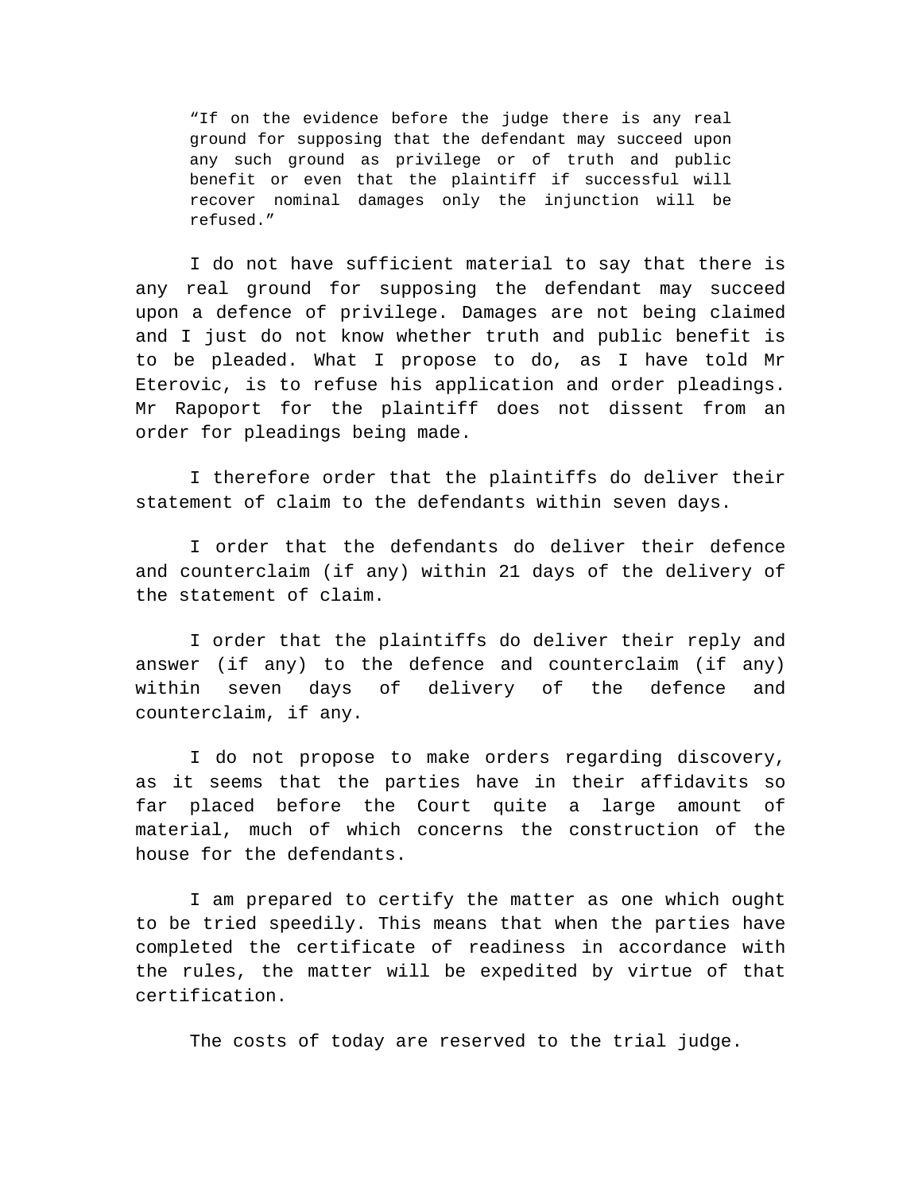> "If on the evidence before the judge there is any real ground for supposing that the defendant may succeed upon any such ground as privilege or of truth and public benefit or even that the plaintiff if successful will recover nominal damages only the injunction will be refused."

I do not have sufficient material to say that there is any real ground for supposing the defendant may succeed upon a defence of privilege. Damages are not being claimed and I just do not know whether truth and public benefit is to be pleaded. What I propose to do, as I have told Mr Eterovic, is to refuse his application and order pleadings. Mr Rapoport for the plaintiff does not dissent from an order for pleadings being made.

I therefore order that the plaintiffs do deliver their statement of claim to the defendants within seven days.

I order that the defendants do deliver their defence and counterclaim (if any) within 21 days of the delivery of the statement of claim.

I order that the plaintiffs do deliver their reply and answer (if any) to the defence and counterclaim (if any) within seven days of delivery of the defence and counterclaim, if any.

I do not propose to make orders regarding discovery, as it seems that the parties have in their affidavits so far placed before the Court quite a large amount of material, much of which concerns the construction of the house for the defendants.

I am prepared to certify the matter as one which ought to be tried speedily. This means that when the parties have completed the certificate of readiness in accordance with the rules, the matter will be expedited by virtue of that certification.

The costs of today are reserved to the trial judge.